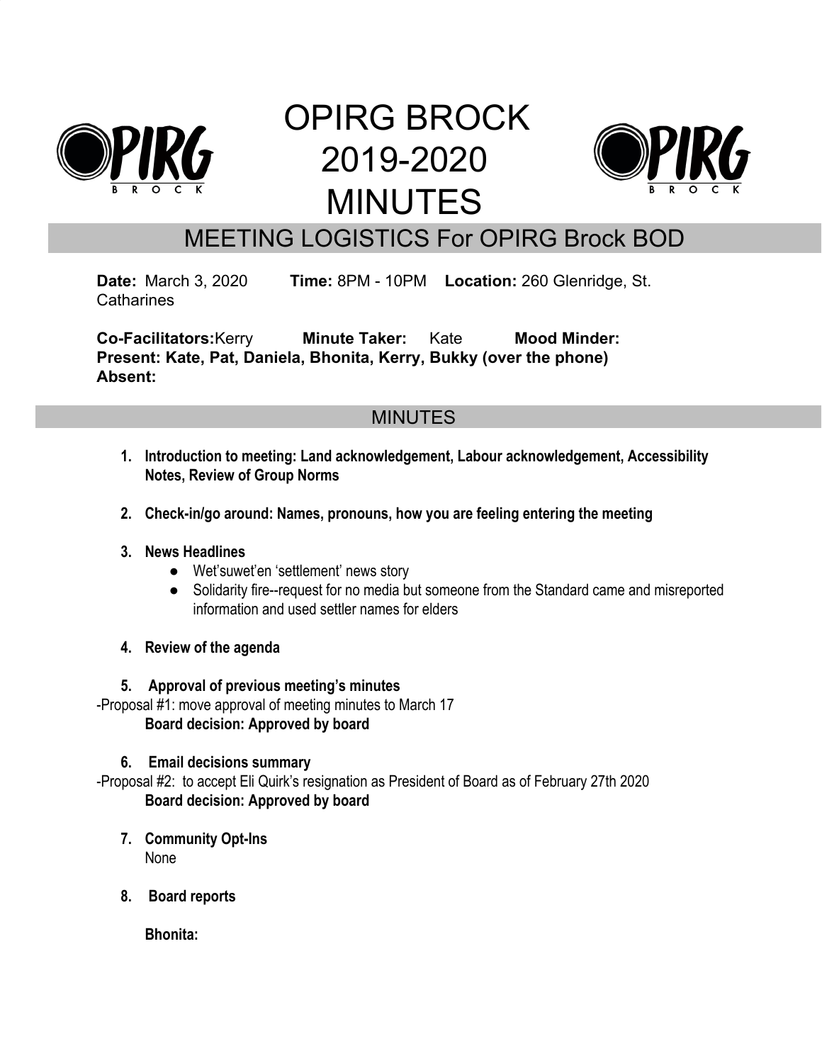# OPIRG BROCK 2019-2020 MINUTES

## MEETING LOGISTICS For OPIRG Brock BOD

**Date:** March 3, 2020 **Time:** 8PM - 10PM **Location:** 260 Glenridge, St. Catharines

**Co-Facilitators:** Kerry **Minute Taker:** Kate **Mood Minder:**
**Present: Kate, Pat, Daniela, Bhonita, Kerry, Bukky (over the phone)**
**Absent:**

## MINUTES

1. **Introduction to meeting: Land acknowledgement, Labour acknowledgement, Accessibility Notes, Review of Group Norms**

2. **Check-in/go around: Names, pronouns, how you are feeling entering the meeting**

3. **News Headlines**
   - Wet'suwet'en 'settlement' news story
   - Solidarity fire--request for no media but someone from the Standard came and misreported information and used settler names for elders

4. **Review of the agenda**

5. **Approval of previous meeting's minutes**

-Proposal #1: move approval of meeting minutes to March 17

**Board decision: Approved by board**

6. **Email decisions summary**

-Proposal #2: to accept Eli Quirk's resignation as President of Board as of February 27th 2020

**Board decision: Approved by board**

7. **Community Opt-Ins**

   None

8. **Board reports**

   **Bhonita:**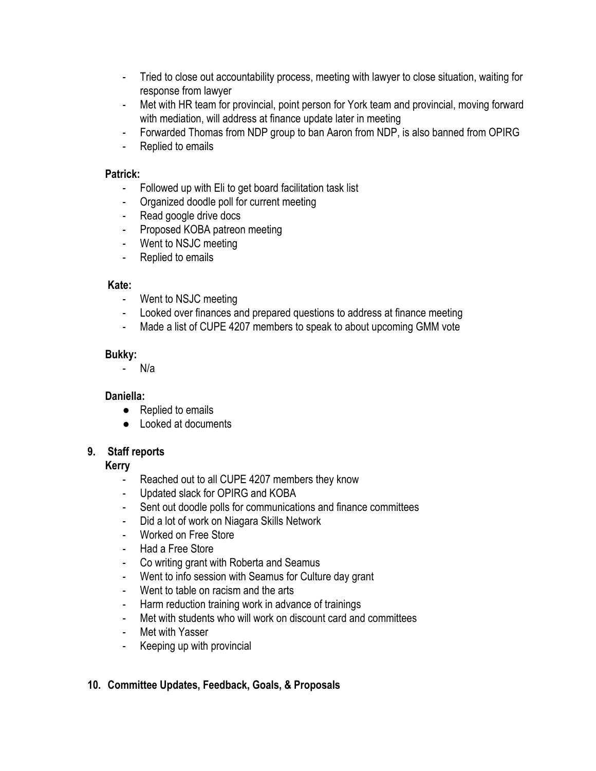- Tried to close out accountability process, meeting with lawyer to close situation, waiting for response from lawyer
- Met with HR team for provincial, point person for York team and provincial, moving forward with mediation, will address at finance update later in meeting
- Forwarded Thomas from NDP group to ban Aaron from NDP, is also banned from OPIRG
- Replied to emails

**Patrick:**

- Followed up with Eli to get board facilitation task list
- Organized doodle poll for current meeting
- Read google drive docs
- Proposed KOBA patreon meeting
- Went to NSJC meeting
- Replied to emails

**Kate:**

- Went to NSJC meeting
- Looked over finances and prepared questions to address at finance meeting
- Made a list of CUPE 4207 members to speak to about upcoming GMM vote

**Bukky:**

- N/a

**Daniella:**

- Replied to emails
- Looked at documents

**9. Staff reports**

**Kerry**

- Reached out to all CUPE 4207 members they know
- Updated slack for OPIRG and KOBA
- Sent out doodle polls for communications and finance committees
- Did a lot of work on Niagara Skills Network
- Worked on Free Store
- Had a Free Store
- Co writing grant with Roberta and Seamus
- Went to info session with Seamus for Culture day grant
- Went to table on racism and the arts
- Harm reduction training work in advance of trainings
- Met with students who will work on discount card and committees
- Met with Yasser
- Keeping up with provincial

**10. Committee Updates, Feedback, Goals, & Proposals**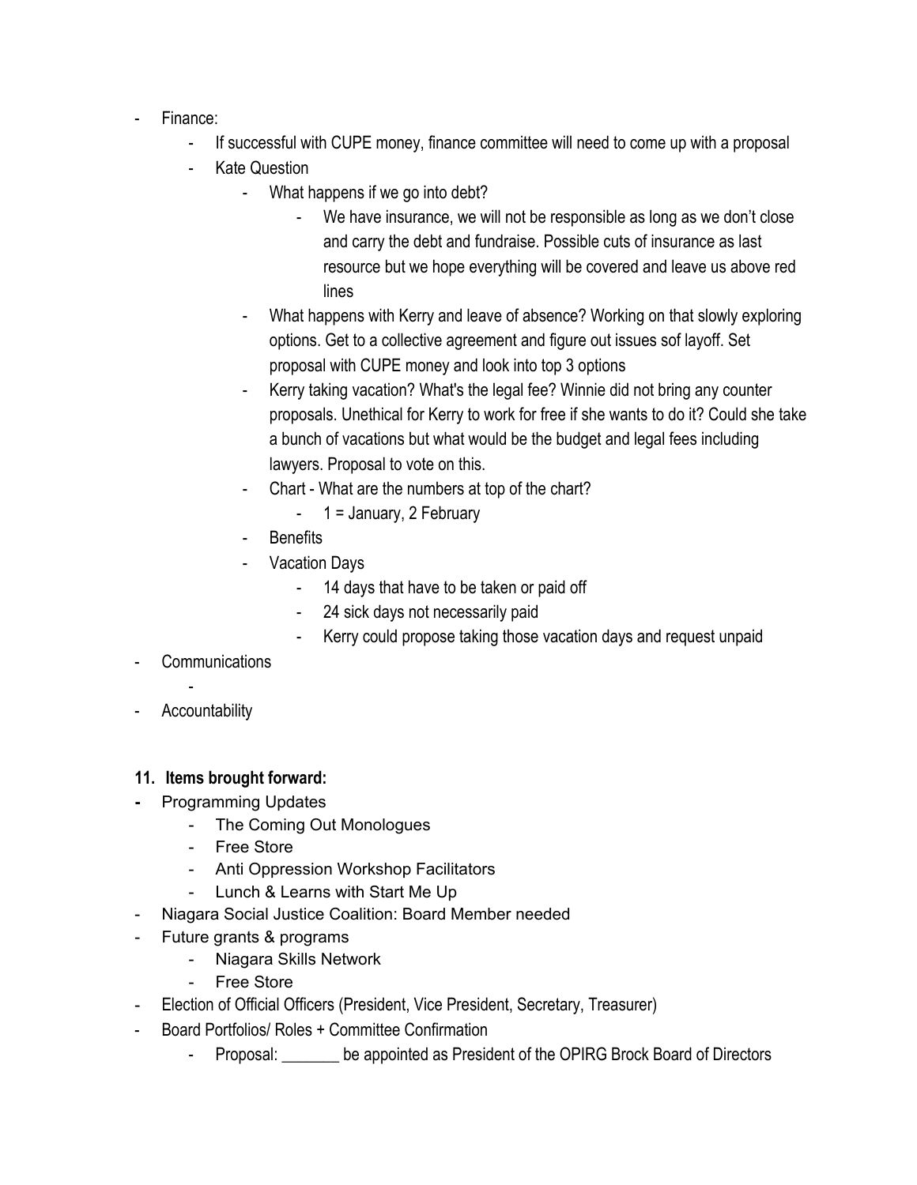- Finance:
    - If successful with CUPE money, finance committee will need to come up with a proposal
    - Kate Question
        - What happens if we go into debt?
            - We have insurance, we will not be responsible as long as we don't close and carry the debt and fundraise. Possible cuts of insurance as last resource but we hope everything will be covered and leave us above red lines
        - What happens with Kerry and leave of absence? Working on that slowly exploring options. Get to a collective agreement and figure out issues sof layoff. Set proposal with CUPE money and look into top 3 options
        - Kerry taking vacation? What's the legal fee? Winnie did not bring any counter proposals. Unethical for Kerry to work for free if she wants to do it? Could she take a bunch of vacations but what would be the budget and legal fees including lawyers. Proposal to vote on this.
        - Chart - What are the numbers at top of the chart?
            - 1 = January, 2 February
        - Benefits
        - Vacation Days
            - 14 days that have to be taken or paid off
            - 24 sick days not necessarily paid
            - Kerry could propose taking those vacation days and request unpaid
- Communications
    -
- Accountability

**11. Items brought forward:**

- Programming Updates
    - The Coming Out Monologues
    - Free Store
    - Anti Oppression Workshop Facilitators
    - Lunch & Learns with Start Me Up
- Niagara Social Justice Coalition: Board Member needed
- Future grants & programs
    - Niagara Skills Network
    - Free Store
- Election of Official Officers (President, Vice President, Secretary, Treasurer)
- Board Portfolios/ Roles + Committee Confirmation
    - Proposal: _______ be appointed as President of the OPIRG Brock Board of Directors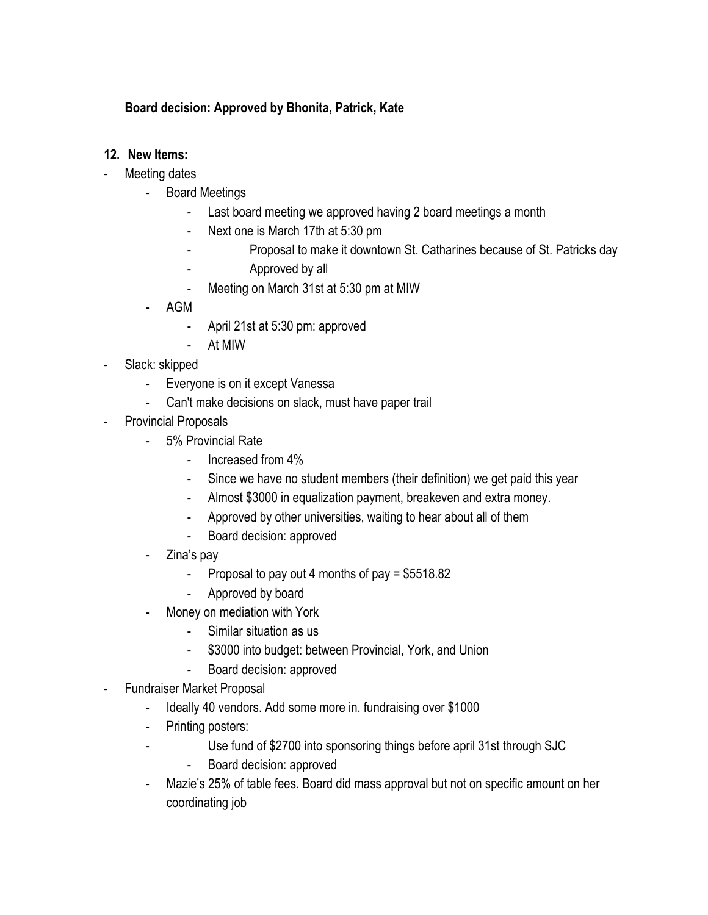**Board decision: Approved by Bhonita, Patrick, Kate**

**12. New Items:**

- Meeting dates
  - Board Meetings
    - Last board meeting we approved having 2 board meetings a month
    - Next one is March 17th at 5:30 pm
      - Proposal to make it downtown St. Catharines because of St. Patricks day
      - Approved by all
    - Meeting on March 31st at 5:30 pm at MIW
  - AGM
    - April 21st at 5:30 pm: approved
    - At MIW
- Slack: skipped
  - Everyone is on it except Vanessa
  - Can't make decisions on slack, must have paper trail
- Provincial Proposals
  - 5% Provincial Rate
    - Increased from 4%
    - Since we have no student members (their definition) we get paid this year
    - Almost $3000 in equalization payment, breakeven and extra money.
    - Approved by other universities, waiting to hear about all of them
    - Board decision: approved
  - Zina's pay
    - Proposal to pay out 4 months of pay = $5518.82
    - Approved by board
  - Money on mediation with York
    - Similar situation as us
    - $3000 into budget: between Provincial, York, and Union
    - Board decision: approved
- Fundraiser Market Proposal
  - Ideally 40 vendors. Add some more in. fundraising over $1000
  - Printing posters:
    - Use fund of $2700 into sponsoring things before april 31st through SJC
      - Board decision: approved
  - Mazie's 25% of table fees. Board did mass approval but not on specific amount on her coordinating job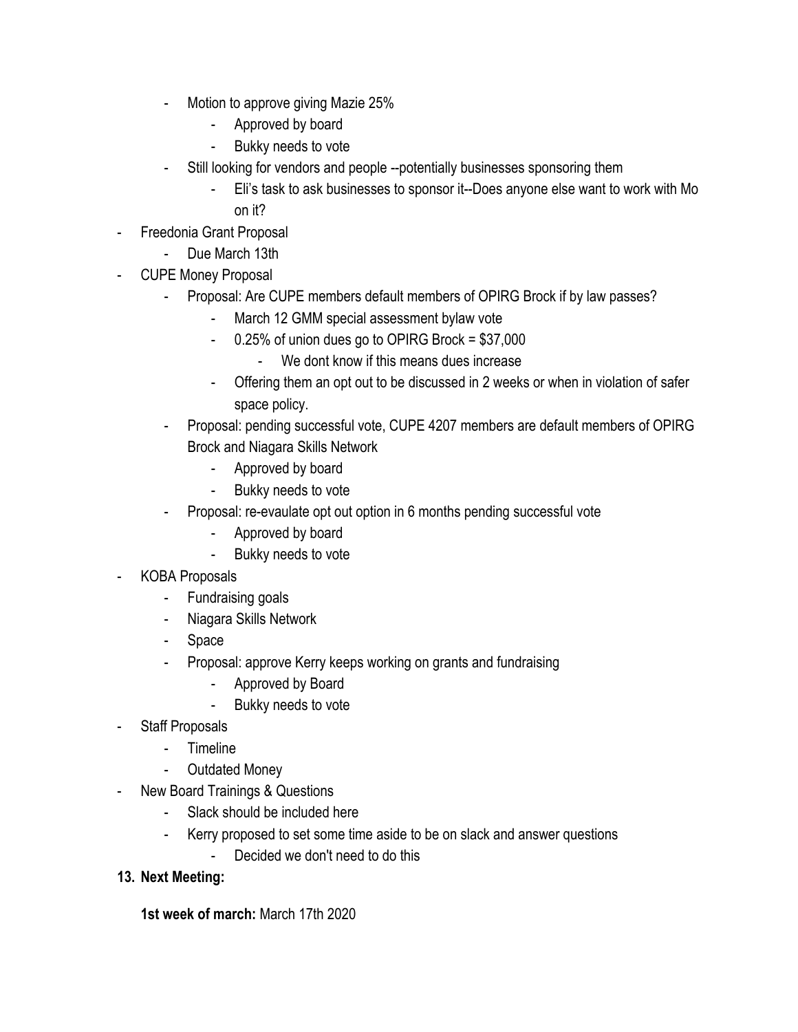- Motion to approve giving Mazie 25%
        - Approved by board
        - Bukky needs to vote
    - Still looking for vendors and people --potentially businesses sponsoring them
        - Eli's task to ask businesses to sponsor it--Does anyone else want to work with Mo on it?
- Freedonia Grant Proposal
    - Due March 13th
- CUPE Money Proposal
    - Proposal: Are CUPE members default members of OPIRG Brock if by law passes?
        - March 12 GMM special assessment bylaw vote
        - 0.25% of union dues go to OPIRG Brock = $37,000
            - We dont know if this means dues increase
        - Offering them an opt out to be discussed in 2 weeks or when in violation of safer space policy.
    - Proposal: pending successful vote, CUPE 4207 members are default members of OPIRG Brock and Niagara Skills Network
        - Approved by board
        - Bukky needs to vote
    - Proposal: re-evaulate opt out option in 6 months pending successful vote
        - Approved by board
        - Bukky needs to vote
- KOBA Proposals
    - Fundraising goals
    - Niagara Skills Network
    - Space
    - Proposal: approve Kerry keeps working on grants and fundraising
        - Approved by Board
        - Bukky needs to vote
- Staff Proposals
    - Timeline
    - Outdated Money
- New Board Trainings & Questions
    - Slack should be included here
    - Kerry proposed to set some time aside to be on slack and answer questions
        - Decided we don't need to do this

**13. Next Meeting:**

**1st week of march:** March 17th 2020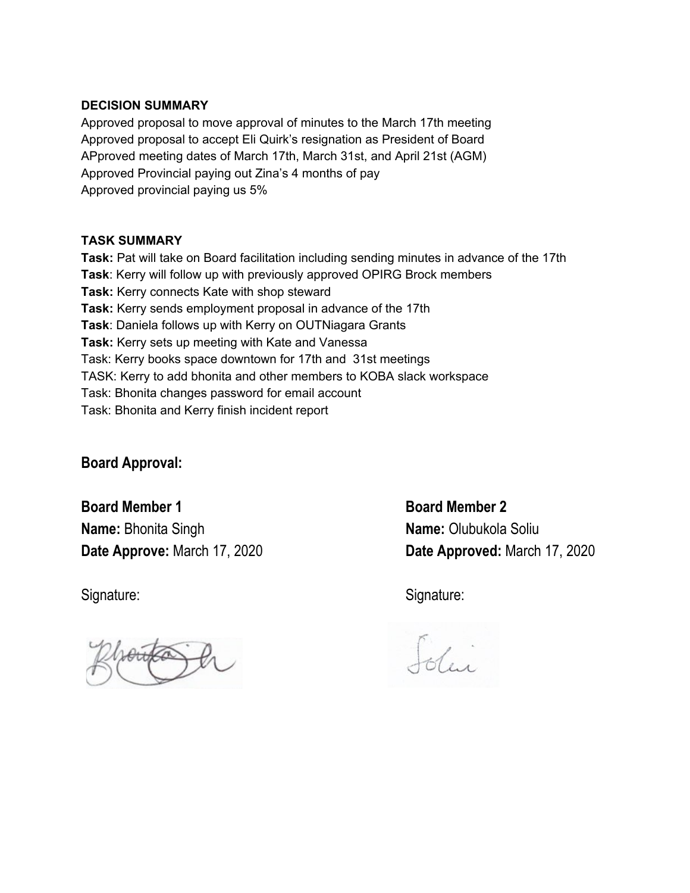**DECISION SUMMARY**

Approved proposal to move approval of minutes to the March 17th meeting
Approved proposal to accept Eli Quirk's resignation as President of Board
APproved meeting dates of March 17th, March 31st, and April 21st (AGM)
Approved Provincial paying out Zina's 4 months of pay
Approved provincial paying us 5%

**TASK SUMMARY**

**Task:** Pat will take on Board facilitation including sending minutes in advance of the 17th
**Task**: Kerry will follow up with previously approved OPIRG Brock members
**Task:** Kerry connects Kate with shop steward
**Task:** Kerry sends employment proposal in advance of the 17th
**Task**: Daniela follows up with Kerry on OUTNiagara Grants
**Task:** Kerry sets up meeting with Kate and Vanessa
Task: Kerry books space downtown for 17th and 31st meetings
TASK: Kerry to add bhonita and other members to KOBA slack workspace
Task: Bhonita changes password for email account
Task: Bhonita and Kerry finish incident report

## Board Approval:

**Board Member 1**
**Name:** Bhonita Singh
**Date Approve:** March 17, 2020

Signature:

**Board Member 2**
**Name:** Olubukola Soliu
**Date Approved:** March 17, 2020

Signature: